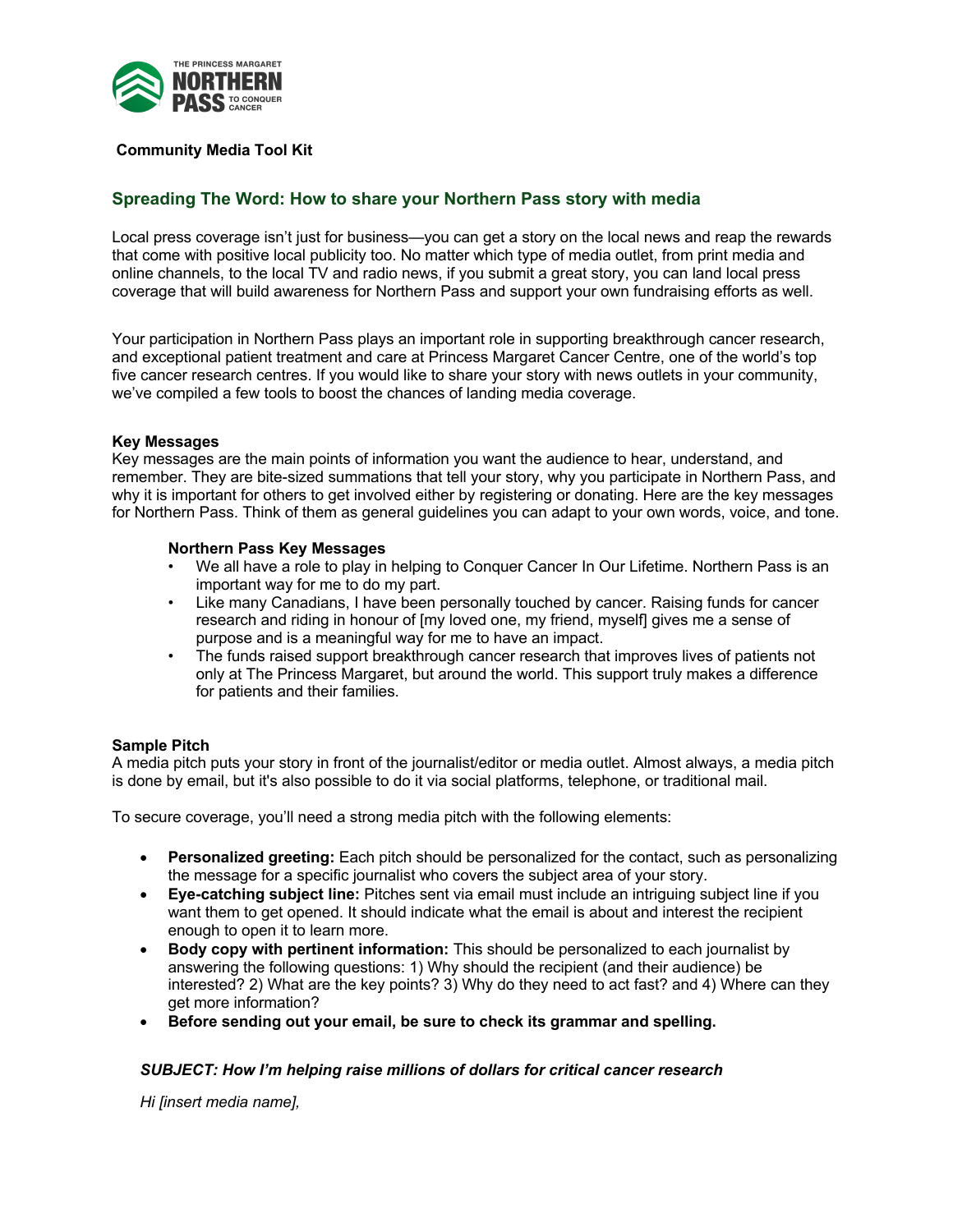THE PRINCESS MARGARET NORTHERN PASS TO CONQUER CANCER

**Community Media Tool Kit**

## Spreading The Word: How to share your Northern Pass story with media

Local press coverage isn't just for business—you can get a story on the local news and reap the rewards that come with positive local publicity too. No matter which type of media outlet, from print media and online channels, to the local TV and radio news, if you submit a great story, you can land local press coverage that will build awareness for Northern Pass and support your own fundraising efforts as well.

Your participation in Northern Pass plays an important role in supporting breakthrough cancer research, and exceptional patient treatment and care at Princess Margaret Cancer Centre, one of the world's top five cancer research centres. If you would like to share your story with news outlets in your community, we've compiled a few tools to boost the chances of landing media coverage.

### Key Messages

Key messages are the main points of information you want the audience to hear, understand, and remember. They are bite-sized summations that tell your story, why you participate in Northern Pass, and why it is important for others to get involved either by registering or donating. Here are the key messages for Northern Pass. Think of them as general guidelines you can adapt to your own words, voice, and tone.

#### Northern Pass Key Messages

- We all have a role to play in helping to Conquer Cancer In Our Lifetime. Northern Pass is an important way for me to do my part.
- Like many Canadians, I have been personally touched by cancer. Raising funds for cancer research and riding in honour of [my loved one, my friend, myself] gives me a sense of purpose and is a meaningful way for me to have an impact.
- The funds raised support breakthrough cancer research that improves lives of patients not only at The Princess Margaret, but around the world. This support truly makes a difference for patients and their families.

### Sample Pitch

A media pitch puts your story in front of the journalist/editor or media outlet. Almost always, a media pitch is done by email, but it's also possible to do it via social platforms, telephone, or traditional mail.

To secure coverage, you'll need a strong media pitch with the following elements:

- **Personalized greeting:** Each pitch should be personalized for the contact, such as personalizing the message for a specific journalist who covers the subject area of your story.
- **Eye-catching subject line:** Pitches sent via email must include an intriguing subject line if you want them to get opened. It should indicate what the email is about and interest the recipient enough to open it to learn more.
- **Body copy with pertinent information:** This should be personalized to each journalist by answering the following questions: 1) Why should the recipient (and their audience) be interested? 2) What are the key points? 3) Why do they need to act fast? and 4) Where can they get more information?
- **Before sending out your email, be sure to check its grammar and spelling.**

***SUBJECT: How I'm helping raise millions of dollars for critical cancer research***

*Hi [insert media name],*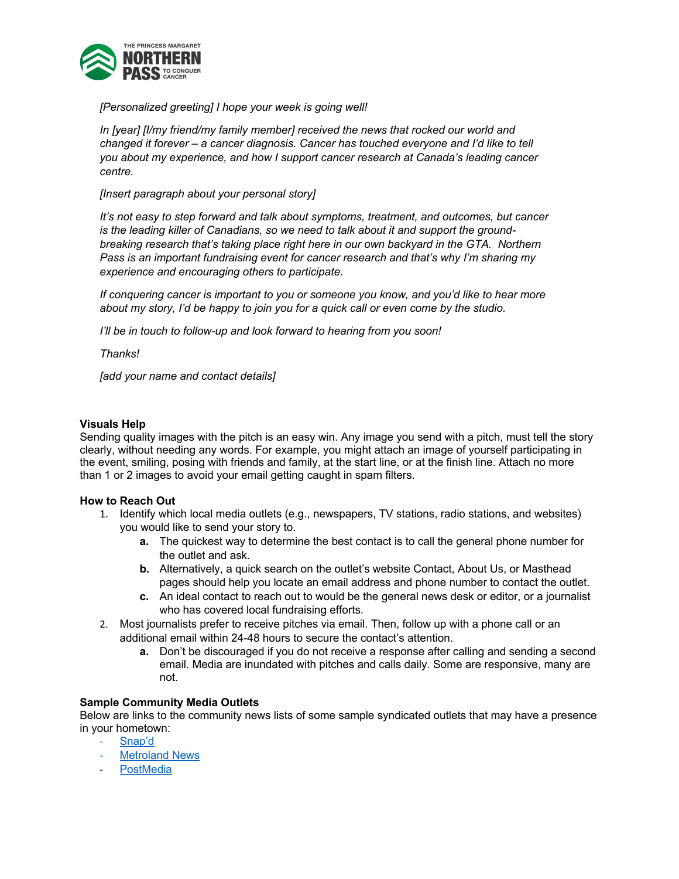*[Personalized greeting] I hope your week is going well!*

*In [year] [I/my friend/my family member] received the news that rocked our world and changed it forever – a cancer diagnosis. Cancer has touched everyone and I'd like to tell you about my experience, and how I support cancer research at Canada's leading cancer centre.*

*[Insert paragraph about your personal story]*

*It's not easy to step forward and talk about symptoms, treatment, and outcomes, but cancer is the leading killer of Canadians, so we need to talk about it and support the ground-breaking research that's taking place right here in our own backyard in the GTA. Northern Pass is an important fundraising event for cancer research and that's why I'm sharing my experience and encouraging others to participate.*

*If conquering cancer is important to you or someone you know, and you'd like to hear more about my story, I'd be happy to join you for a quick call or even come by the studio.*

*I'll be in touch to follow-up and look forward to hearing from you soon!*

*Thanks!*

*[add your name and contact details]*

**Visuals Help**

Sending quality images with the pitch is an easy win. Any image you send with a pitch, must tell the story clearly, without needing any words. For example, you might attach an image of yourself participating in the event, smiling, posing with friends and family, at the start line, or at the finish line. Attach no more than 1 or 2 images to avoid your email getting caught in spam filters.

**How to Reach Out**

1. Identify which local media outlets (e.g., newspapers, TV stations, radio stations, and websites) you would like to send your story to.
   a. The quickest way to determine the best contact is to call the general phone number for the outlet and ask.
   b. Alternatively, a quick search on the outlet's website Contact, About Us, or Masthead pages should help you locate an email address and phone number to contact the outlet.
   c. An ideal contact to reach out to would be the general news desk or editor, or a journalist who has covered local fundraising efforts.
2. Most journalists prefer to receive pitches via email. Then, follow up with a phone call or an additional email within 24-48 hours to secure the contact's attention.
   a. Don't be discouraged if you do not receive a response after calling and sending a second email. Media are inundated with pitches and calls daily. Some are responsive, many are not.

**Sample Community Media Outlets**

Below are links to the community news lists of some sample syndicated outlets that may have a presence in your hometown:

- Snap'd
- Metroland News
- PostMedia